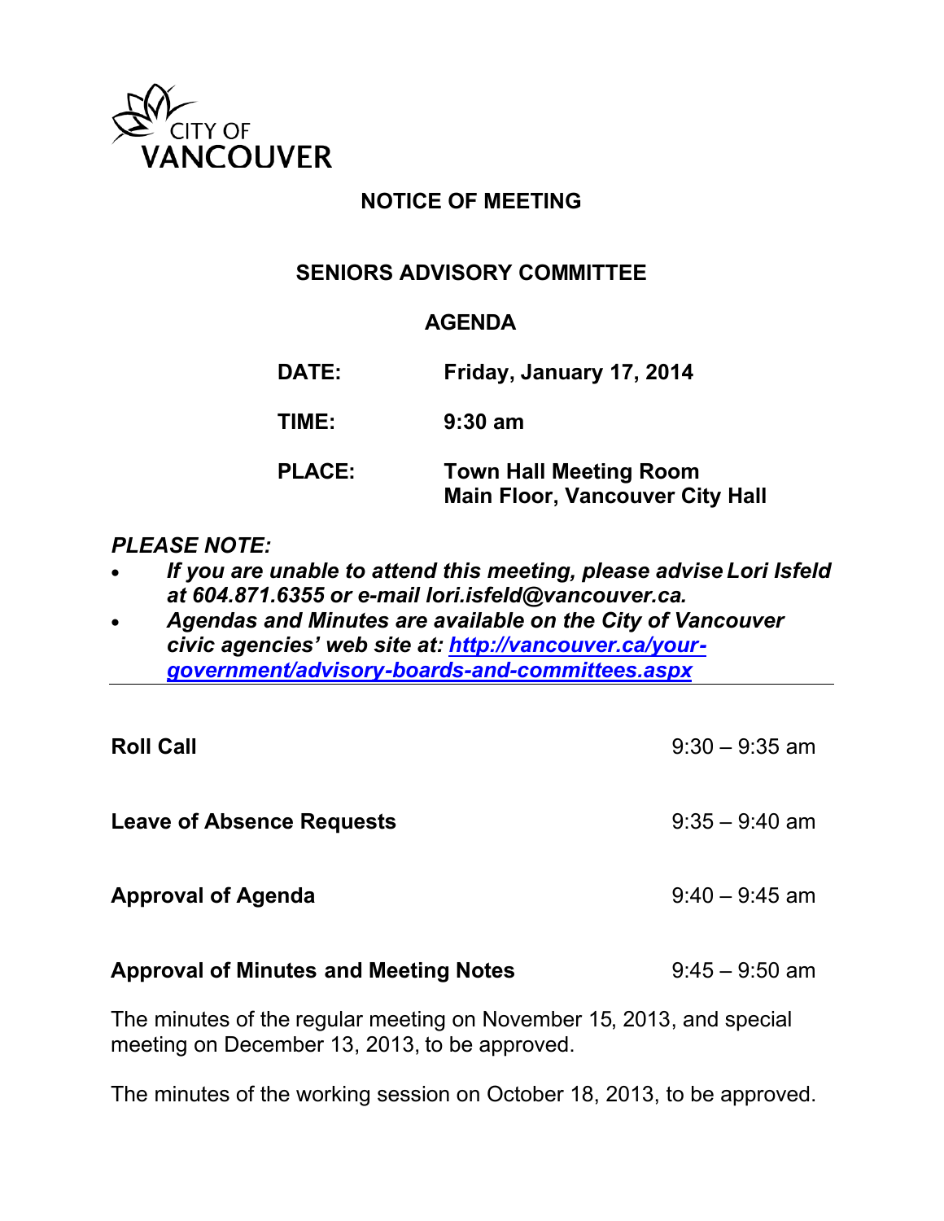CITY OF VANCOUVER

# NOTICE OF MEETING

## SENIORS ADVISORY COMMITTEE

## AGENDA

**DATE:** **Friday, January 17, 2014**

**TIME:** **9:30 am**

**PLACE:** **Town Hall Meeting Room**
**Main Floor, Vancouver City Hall**

***PLEASE NOTE:***

- ***If you are unable to attend this meeting, please advise Lori Isfeld at 604.871.6355 or e-mail lori.isfeld@vancouver.ca.***
- ***Agendas and Minutes are available on the City of Vancouver civic agencies' web site at: [http://vancouver.ca/your-government/advisory-boards-and-committees.aspx](http://vancouver.ca/your-government/advisory-boards-and-committees.aspx)***

---

**Roll Call** 9:30 – 9:35 am

**Leave of Absence Requests** 9:35 – 9:40 am

**Approval of Agenda** 9:40 – 9:45 am

**Approval of Minutes and Meeting Notes** 9:45 – 9:50 am

The minutes of the regular meeting on November 15, 2013, and special meeting on December 13, 2013, to be approved.

The minutes of the working session on October 18, 2013, to be approved.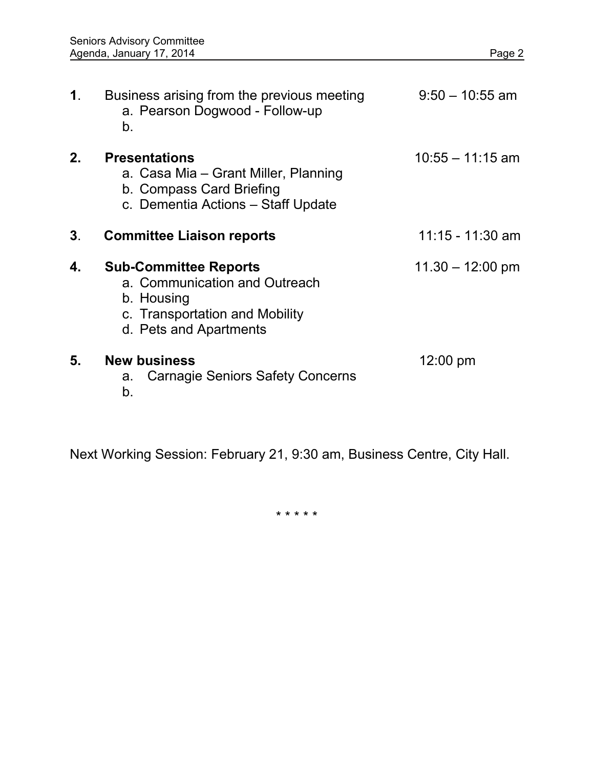| | | |
|---|---|---|
| **1**. | Business arising from the previous meeting<br>a. Pearson Dogwood - Follow-up<br>b. | 9:50 – 10:55 am |
| **2.** | **Presentations**<br>a. Casa Mia – Grant Miller, Planning<br>b. Compass Card Briefing<br>c. Dementia Actions – Staff Update | 10:55 – 11:15 am |
| **3**. | **Committee Liaison reports** | 11:15 - 11:30 am |
| **4.** | **Sub-Committee Reports**<br>a. Communication and Outreach<br>b. Housing<br>c. Transportation and Mobility<br>d. Pets and Apartments | 11.30 – 12:00 pm |
| **5.** | **New business**<br>a. Carnagie Seniors Safety Concerns<br>b. | 12:00 pm |

Next Working Session: February 21, 9:30 am, Business Centre, City Hall.

\* \* \* \* \*